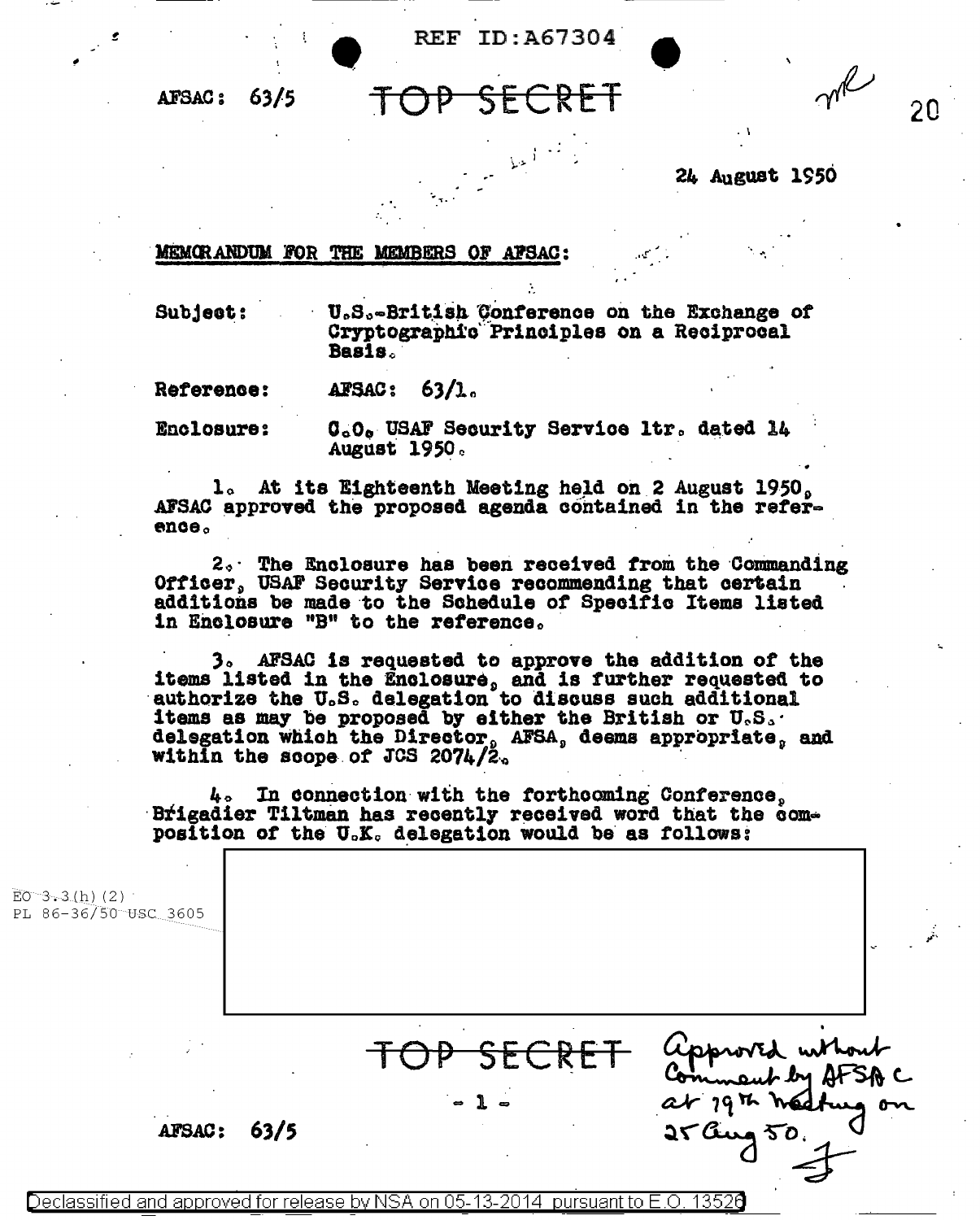REF ID:A67304

AFSAC: 63/5

TOP SECRET

20

24 August 1950

MEMORANDUM FOR THE MEMBERS OF AFSAC:

Subject: U.S.-British Conference on the Exchange of Cryptographic Principles on a Reciprocal Basis.

Reference: AFSAC: 63/1.

Enclosure: C.O. USAF Security Service ltr. dated 14 August 1950.

1. At its Eighteenth Meeting held on 2 August 1950, AFSAC approved the proposed agenda contained in the reference.

2. The Enclosure has been received from the Commanding Officer, USAF Security Service recommending that certain additions be made to the Schedule of Specific Items listed in Enclosure "B" to the reference.

3. AFSAC is requested to approve the addition of the items listed in the Enclosure, and is further requested to authorize the U.S. delegation to discuss such additional items as may be proposed by either the British or U.S. delegation which the Director, AFSA, deems appropriate, and within the scope of JCS 2074/2.

4. In connection with the forthcoming Conference, Brigadier Tiltman has recently received word that the composition of the U.K. delegation would be as follows:

EO 3.3(h)(2)
PL 86-36/50 USC 3605

[REDACTED]

TOP SECRET

Approved without Comment by AFSAC at 19th meeting on 25 Aug 50.

AFSAC: 63/5

Declassified and approved for release by NSA on 05-13-2014 pursuant to E.O. 13526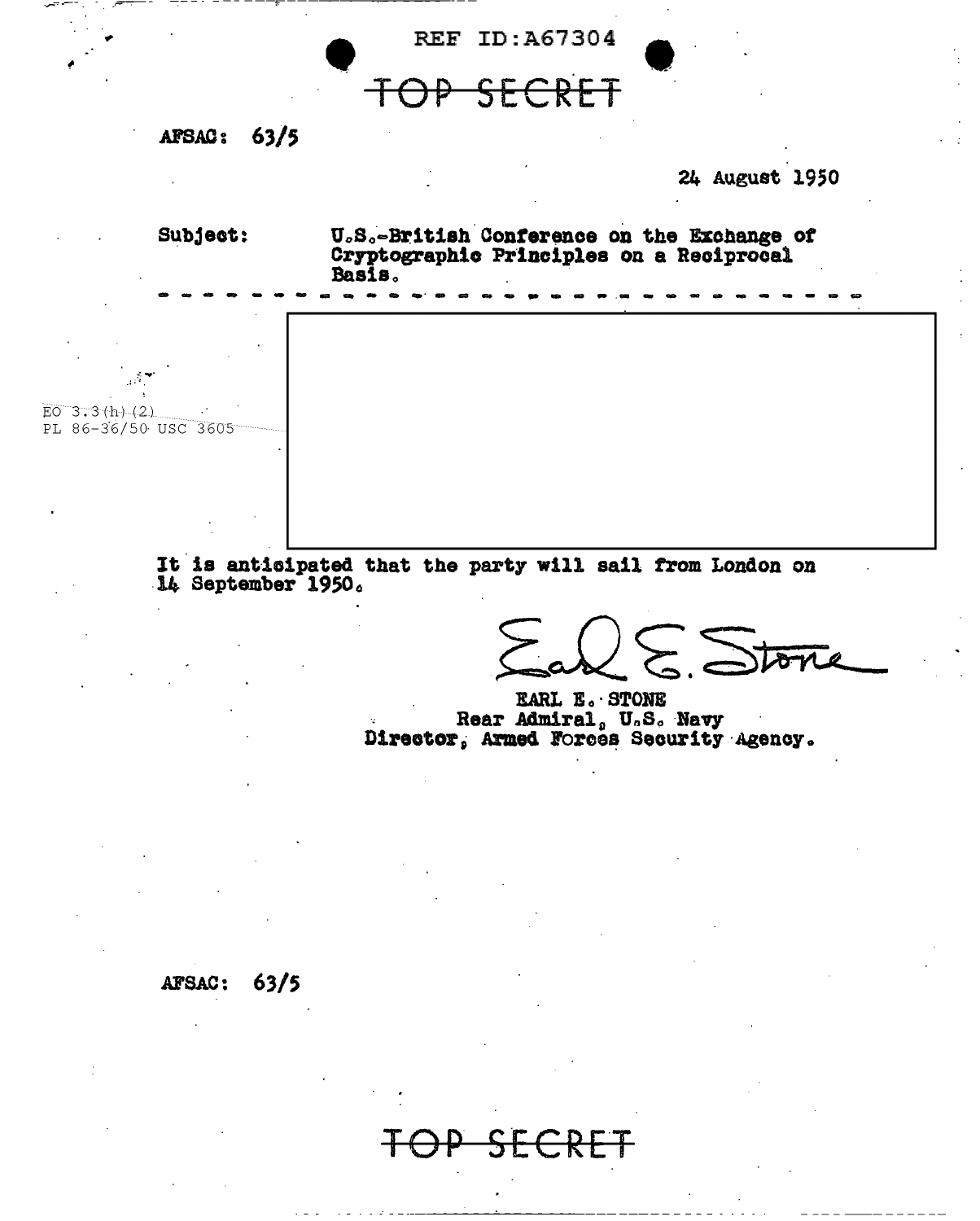REF ID:A67304

TOP SECRET

AFSAC: 63/5

24 August 1950

Subject: U.S.-British Conference on the Exchange of Cryptographic Principles on a Reciprocal Basis.

EO 3.3(h)(2)
PL 86-36/50 USC 3605

It is anticipated that the party will sail from London on 14 September 1950.

EARL E. STONE
Rear Admiral, U.S. Navy
Director, Armed Forces Security Agency.

AFSAC: 63/5

TOP SECRET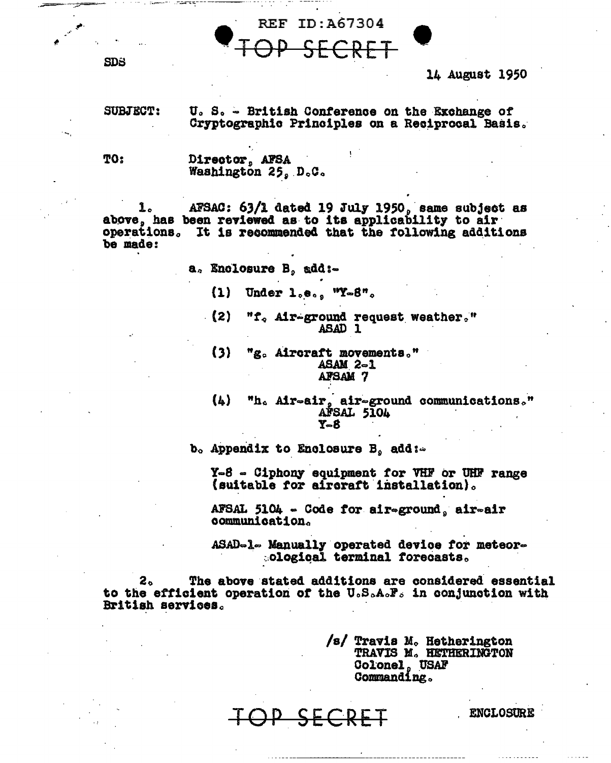REF ID:A67304

TOP SECRET

SDS

14 August 1950

SUBJECT: U. S. - British Conference on the Exchange of Cryptographic Principles on a Reciprocal Basis.

TO: Director, AFSA
Washington 25, D.C.

1. AFSAC: 63/1 dated 19 July 1950, same subject as above, has been reviewed as to its applicability to air operations. It is recommended that the following additions be made:

a. Enclosure B, add:-

(1) Under 1.e., "Y-8".

(2) "f. Air-ground request weather."
ASAD 1

(3) "g. Aircraft movements."
ASAM 2-1
AFSAM 7

(4) "h. Air-air, air-ground communications."
AFSAL 5104
Y-8

b. Appendix to Enclosure B, add:-

Y-8 - Ciphony equipment for VHF or UHF range (suitable for aircraft installation).

AFSAL 5104 - Code for air-ground, air-air communication.

ASAD-1- Manually operated device for meteorological terminal forecasts.

2. The above stated additions are considered essential to the efficient operation of the U.S.A.F. in conjunction with British services.

/s/ Travis M. Hetherington
TRAVIS M. HETHERINGTON
Colonel, USAF
Commanding.

TOP SECRET

ENCLOSURE